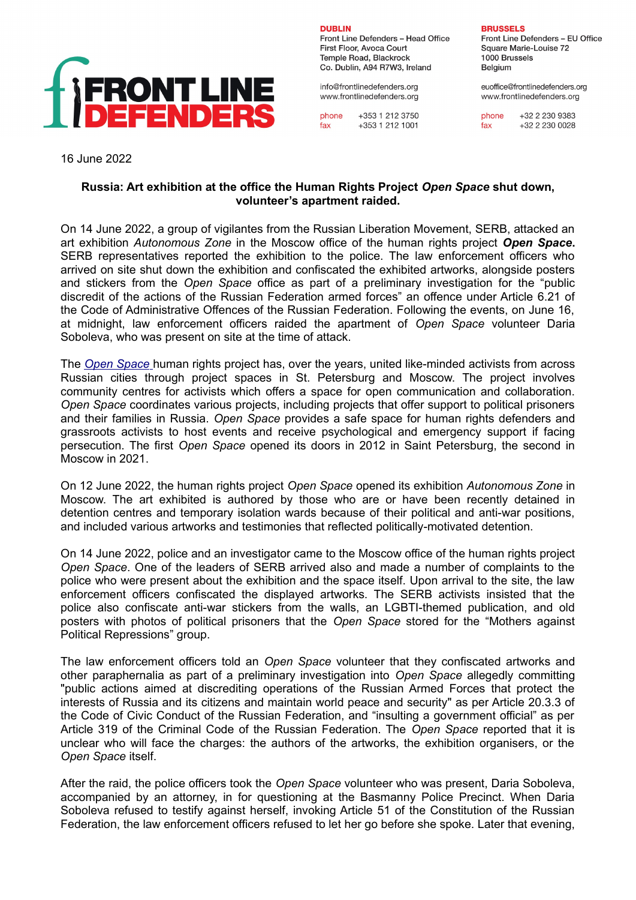**DUBLIN**
Front Line Defenders – Head Office
First Floor, Avoca Court
Temple Road, Blackrock
Co. Dublin, A94 R7W3, Ireland

info@frontlinedefenders.org
www.frontlinedefenders.org

phone +353 1 212 3750
fax +353 1 212 1001

**BRUSSELS**
Front Line Defenders – EU Office
Square Marie-Louise 72
1000 Brussels
Belgium

euoffice@frontlinedefenders.org
www.frontlinedefenders.org

phone +32 2 230 9383
fax +32 2 230 0028

16 June 2022

**Russia: Art exhibition at the office the Human Rights Project *Open Space* shut down, volunteer's apartment raided.**

On 14 June 2022, a group of vigilantes from the Russian Liberation Movement, SERB, attacked an art exhibition *Autonomous Zone* in the Moscow office of the human rights project ***Open Space*.** SERB representatives reported the exhibition to the police. The law enforcement officers who arrived on site shut down the exhibition and confiscated the exhibited artworks, alongside posters and stickers from the *Open Space* office as part of a preliminary investigation for the "public discredit of the actions of the Russian Federation armed forces" an offence under Article 6.21 of the Code of Administrative Offences of the Russian Federation. Following the events, on June 16, at midnight, law enforcement officers raided the apartment of *Open Space* volunteer Daria Soboleva, who was present on site at the time of attack.

The *Open Space* human rights project has, over the years, united like-minded activists from across Russian cities through project spaces in St. Petersburg and Moscow. The project involves community centres for activists which offers a space for open communication and collaboration. *Open Space* coordinates various projects, including projects that offer support to political prisoners and their families in Russia. *Open Space* provides a safe space for human rights defenders and grassroots activists to host events and receive psychological and emergency support if facing persecution. The first *Open Space* opened its doors in 2012 in Saint Petersburg, the second in Moscow in 2021.

On 12 June 2022, the human rights project *Open Space* opened its exhibition *Autonomous Zone* in Moscow. The art exhibited is authored by those who are or have been recently detained in detention centres and temporary isolation wards because of their political and anti-war positions, and included various artworks and testimonies that reflected politically-motivated detention.

On 14 June 2022, police and an investigator came to the Moscow office of the human rights project *Open Space*. One of the leaders of SERB arrived also and made a number of complaints to the police who were present about the exhibition and the space itself. Upon arrival to the site, the law enforcement officers confiscated the displayed artworks. The SERB activists insisted that the police also confiscate anti-war stickers from the walls, an LGBTI-themed publication, and old posters with photos of political prisoners that the *Open Space* stored for the "Mothers against Political Repressions" group.

The law enforcement officers told an *Open Space* volunteer that they confiscated artworks and other paraphernalia as part of a preliminary investigation into *Open Space* allegedly committing "public actions aimed at discrediting operations of the Russian Armed Forces that protect the interests of Russia and its citizens and maintain world peace and security" as per Article 20.3.3 of the Code of Civic Conduct of the Russian Federation, and "insulting a government official" as per Article 319 of the Criminal Code of the Russian Federation. The *Open Space* reported that it is unclear who will face the charges: the authors of the artworks, the exhibition organisers, or the *Open Space* itself.

After the raid, the police officers took the *Open Space* volunteer who was present, Daria Soboleva, accompanied by an attorney, in for questioning at the Basmanny Police Precinct. When Daria Soboleva refused to testify against herself, invoking Article 51 of the Constitution of the Russian Federation, the law enforcement officers refused to let her go before she spoke. Later that evening,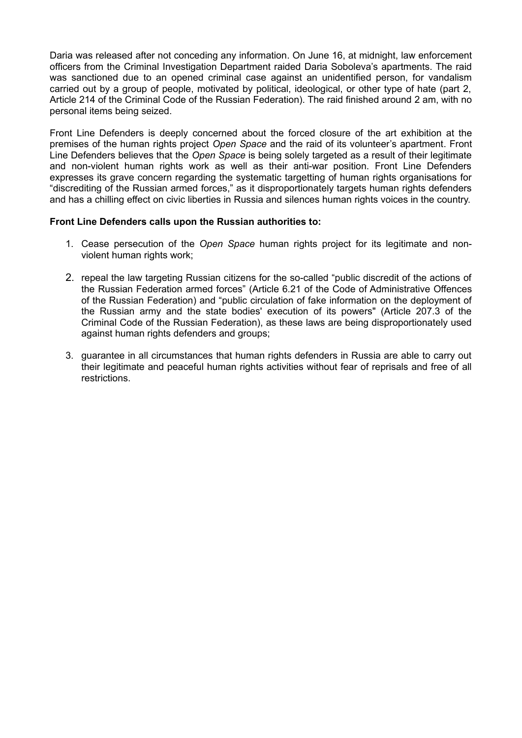Daria was released after not conceding any information. On June 16, at midnight, law enforcement officers from the Criminal Investigation Department raided Daria Soboleva's apartments. The raid was sanctioned due to an opened criminal case against an unidentified person, for vandalism carried out by a group of people, motivated by political, ideological, or other type of hate (part 2, Article 214 of the Criminal Code of the Russian Federation). The raid finished around 2 am, with no personal items being seized.

Front Line Defenders is deeply concerned about the forced closure of the art exhibition at the premises of the human rights project *Open Space* and the raid of its volunteer's apartment. Front Line Defenders believes that the *Open Space* is being solely targeted as a result of their legitimate and non-violent human rights work as well as their anti-war position. Front Line Defenders expresses its grave concern regarding the systematic targetting of human rights organisations for "discrediting of the Russian armed forces," as it disproportionately targets human rights defenders and has a chilling effect on civic liberties in Russia and silences human rights voices in the country.

**Front Line Defenders calls upon the Russian authorities to:**

1. Cease persecution of the *Open Space* human rights project for its legitimate and non-violent human rights work;

2. repeal the law targeting Russian citizens for the so-called "public discredit of the actions of the Russian Federation armed forces" (Article 6.21 of the Code of Administrative Offences of the Russian Federation) and "public circulation of fake information on the deployment of the Russian army and the state bodies' execution of its powers" (Article 207.3 of the Criminal Code of the Russian Federation), as these laws are being disproportionately used against human rights defenders and groups;

3. guarantee in all circumstances that human rights defenders in Russia are able to carry out their legitimate and peaceful human rights activities without fear of reprisals and free of all restrictions.